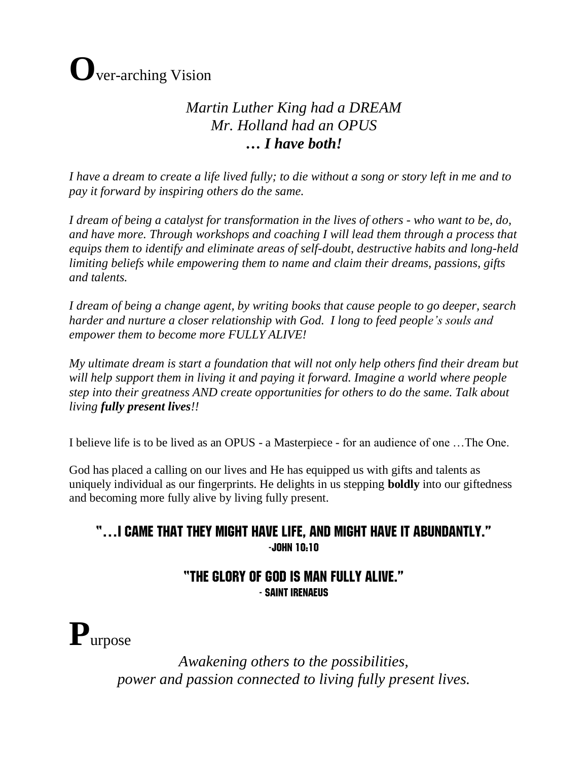# Over-arching Vision

*Martin Luther King had a DREAM*
*Mr. Holland had an OPUS*
***… I have both!***

*I have a dream to create a life lived fully; to die without a song or story left in me and to pay it forward by inspiring others do the same.*

*I dream of being a catalyst for transformation in the lives of others - who want to be, do, and have more. Through workshops and coaching I will lead them through a process that equips them to identify and eliminate areas of self-doubt, destructive habits and long-held limiting beliefs while empowering them to name and claim their dreams, passions, gifts and talents.*

*I dream of being a change agent, by writing books that cause people to go deeper, search harder and nurture a closer relationship with God. I long to feed people's souls and empower them to become more FULLY ALIVE!*

*My ultimate dream is start a foundation that will not only help others find their dream but will help support them in living it and paying it forward. Imagine a world where people step into their greatness AND create opportunities for others to do the same. Talk about living **fully present lives**!!*

I believe life is to be lived as an OPUS - a Masterpiece - for an audience of one …The One.

God has placed a calling on our lives and He has equipped us with gifts and talents as uniquely individual as our fingerprints. He delights in us stepping **boldly** into our giftedness and becoming more fully alive by living fully present.

**"…I CAME THAT THEY MIGHT HAVE LIFE, AND MIGHT HAVE IT ABUNDANTLY."**
**-JOHN 10:10**

**"THE GLORY OF GOD IS MAN FULLY ALIVE."**
**- SAINT IRENAEUS**

# Purpose

*Awakening others to the possibilities,*
*power and passion connected to living fully present lives.*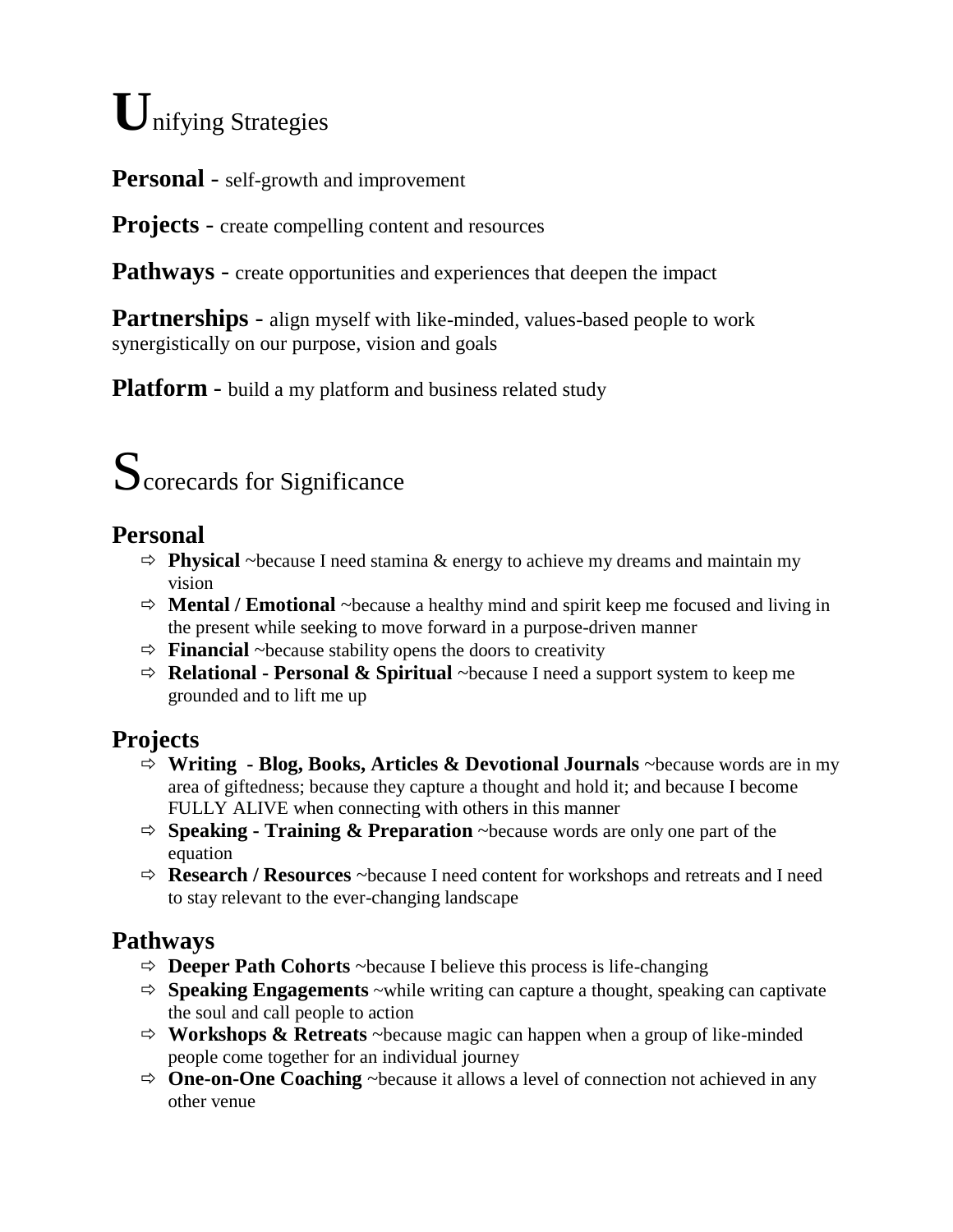# Unifying Strategies

**Personal** - self-growth and improvement

**Projects** - create compelling content and resources

**Pathways** - create opportunities and experiences that deepen the impact

**Partnerships** - align myself with like-minded, values-based people to work synergistically on our purpose, vision and goals

**Platform** - build a my platform and business related study

# Scorecards for Significance

## Personal

- **Physical** ~because I need stamina & energy to achieve my dreams and maintain my vision
- **Mental / Emotional** ~because a healthy mind and spirit keep me focused and living in the present while seeking to move forward in a purpose-driven manner
- **Financial** ~because stability opens the doors to creativity
- **Relational - Personal & Spiritual** ~because I need a support system to keep me grounded and to lift me up

## Projects

- **Writing - Blog, Books, Articles & Devotional Journals** ~because words are in my area of giftedness; because they capture a thought and hold it; and because I become FULLY ALIVE when connecting with others in this manner
- **Speaking - Training & Preparation** ~because words are only one part of the equation
- **Research / Resources** ~because I need content for workshops and retreats and I need to stay relevant to the ever-changing landscape

## Pathways

- **Deeper Path Cohorts** ~because I believe this process is life-changing
- **Speaking Engagements** ~while writing can capture a thought, speaking can captivate the soul and call people to action
- **Workshops & Retreats** ~because magic can happen when a group of like-minded people come together for an individual journey
- **One-on-One Coaching** ~because it allows a level of connection not achieved in any other venue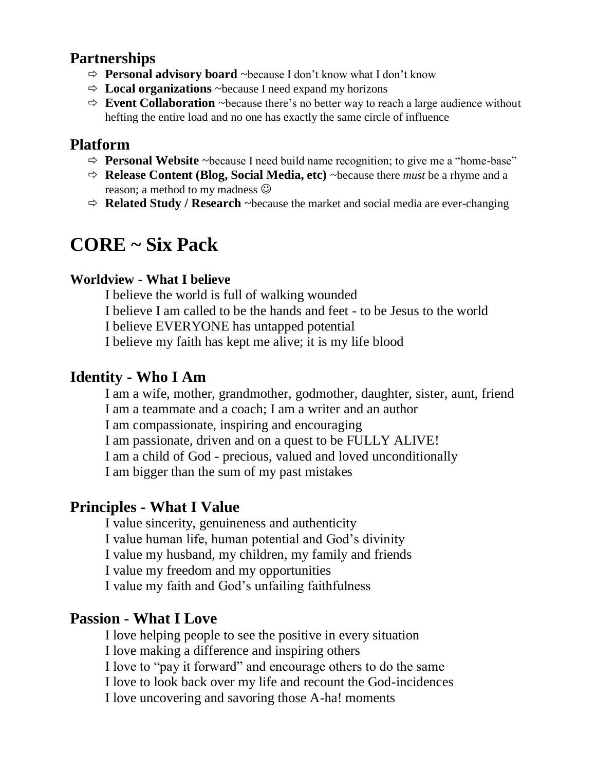## Partnerships

- ⇨ **Personal advisory board** ~because I don't know what I don't know
- ⇨ **Local organizations** ~because I need expand my horizons
- ⇨ **Event Collaboration** ~because there's no better way to reach a large audience without hefting the entire load and no one has exactly the same circle of influence

## Platform

- ⇨ **Personal Website** ~because I need build name recognition; to give me a "home-base"
- ⇨ **Release Content (Blog, Social Media, etc)** ~because there *must* be a rhyme and a reason; a method to my madness ☺
- ⇨ **Related Study / Research** ~because the market and social media are ever-changing

# CORE ~ Six Pack

#### Worldview - What I believe

I believe the world is full of walking wounded
I believe I am called to be the hands and feet - to be Jesus to the world
I believe EVERYONE has untapped potential
I believe my faith has kept me alive; it is my life blood

## Identity - Who I Am

I am a wife, mother, grandmother, godmother, daughter, sister, aunt, friend
I am a teammate and a coach; I am a writer and an author
I am compassionate, inspiring and encouraging
I am passionate, driven and on a quest to be FULLY ALIVE!
I am a child of God - precious, valued and loved unconditionally
I am bigger than the sum of my past mistakes

## Principles - What I Value

I value sincerity, genuineness and authenticity
I value human life, human potential and God's divinity
I value my husband, my children, my family and friends
I value my freedom and my opportunities
I value my faith and God's unfailing faithfulness

## Passion - What I Love

I love helping people to see the positive in every situation
I love making a difference and inspiring others
I love to "pay it forward" and encourage others to do the same
I love to look back over my life and recount the God-incidences
I love uncovering and savoring those A-ha! moments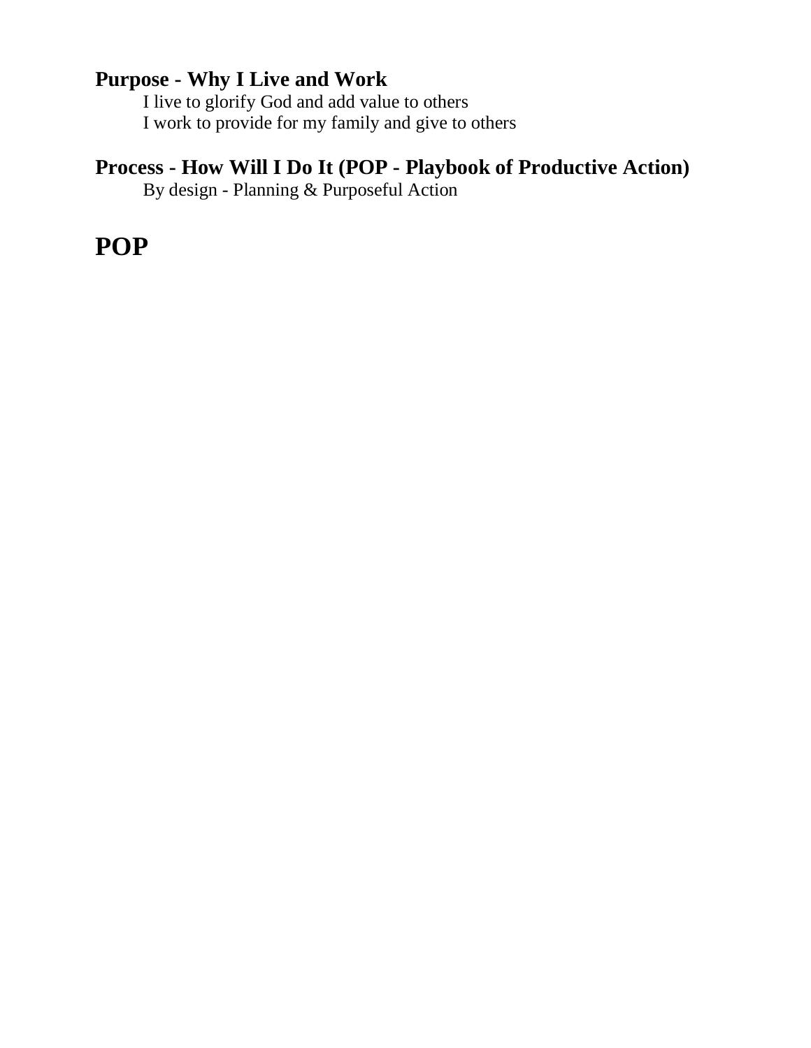### Purpose - Why I Live and Work

I live to glorify God and add value to others
I work to provide for my family and give to others

### Process - How Will I Do It (POP - Playbook of Productive Action)

By design - Planning & Purposeful Action

## POP